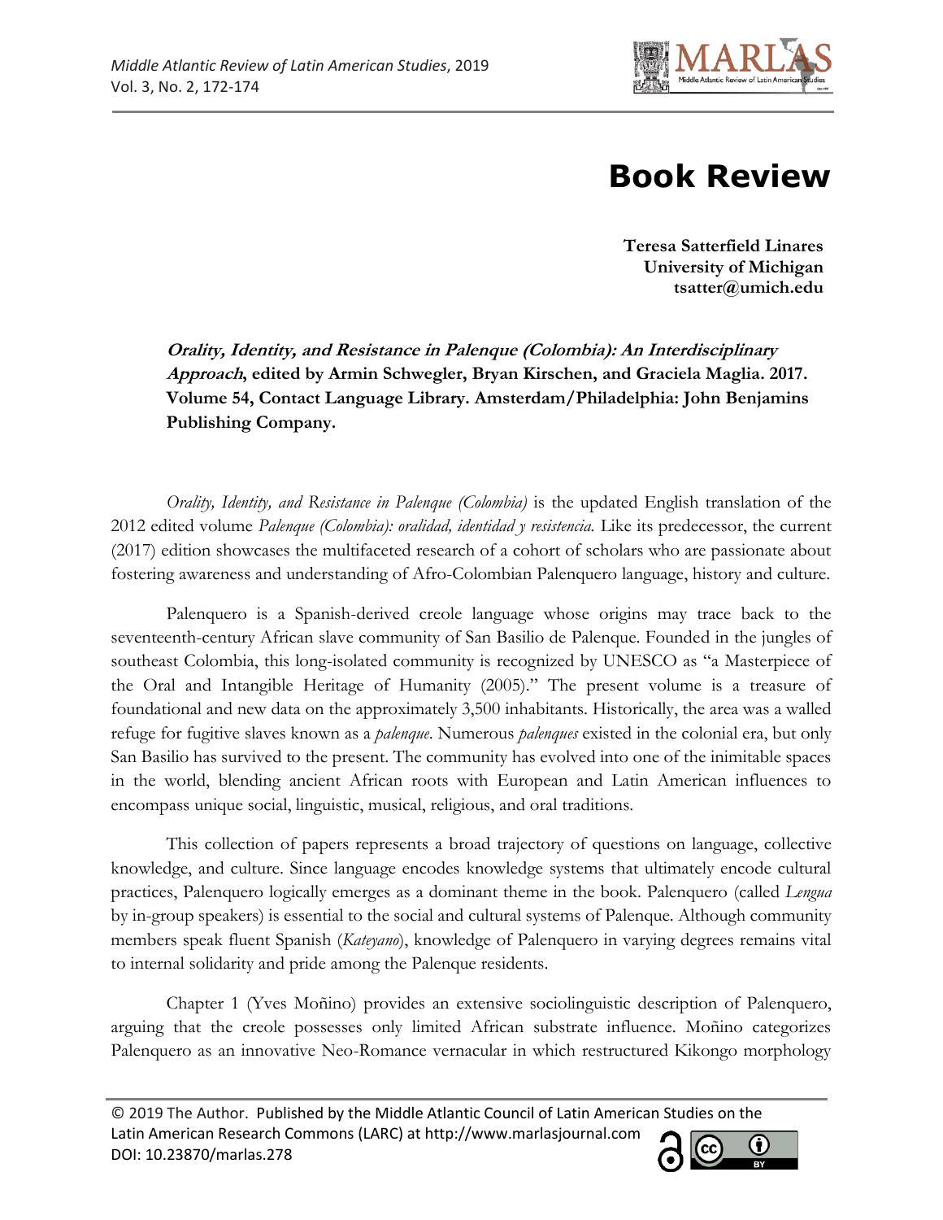# Book Review

**Teresa Satterfield Linares**
**University of Michigan**
**tsatter@umich.edu**

***Orality, Identity, and Resistance in Palenque (Colombia): An Interdisciplinary Approach*, edited by Armin Schwegler, Bryan Kirschen, and Graciela Maglia. 2017. Volume 54, Contact Language Library. Amsterdam/Philadelphia: John Benjamins Publishing Company.**

*Orality, Identity, and Resistance in Palenque (Colombia)* is the updated English translation of the 2012 edited volume *Palenque (Colombia): oralidad, identidad y resistencia.* Like its predecessor, the current (2017) edition showcases the multifaceted research of a cohort of scholars who are passionate about fostering awareness and understanding of Afro-Colombian Palenquero language, history and culture.

Palenquero is a Spanish-derived creole language whose origins may trace back to the seventeenth-century African slave community of San Basilio de Palenque. Founded in the jungles of southeast Colombia, this long-isolated community is recognized by UNESCO as "a Masterpiece of the Oral and Intangible Heritage of Humanity (2005)." The present volume is a treasure of foundational and new data on the approximately 3,500 inhabitants. Historically, the area was a walled refuge for fugitive slaves known as a *palenque*. Numerous *palenques* existed in the colonial era, but only San Basilio has survived to the present. The community has evolved into one of the inimitable spaces in the world, blending ancient African roots with European and Latin American influences to encompass unique social, linguistic, musical, religious, and oral traditions.

This collection of papers represents a broad trajectory of questions on language, collective knowledge, and culture. Since language encodes knowledge systems that ultimately encode cultural practices, Palenquero logically emerges as a dominant theme in the book. Palenquero (called *Lengua* by in-group speakers) is essential to the social and cultural systems of Palenque. Although community members speak fluent Spanish (*Kateyano*), knowledge of Palenquero in varying degrees remains vital to internal solidarity and pride among the Palenque residents.

Chapter 1 (Yves Moñino) provides an extensive sociolinguistic description of Palenquero, arguing that the creole possesses only limited African substrate influence. Moñino categorizes Palenquero as an innovative Neo-Romance vernacular in which restructured Kikongo morphology

© 2019 The Author. Published by the Middle Atlantic Council of Latin American Studies on the Latin American Research Commons (LARC) at http://www.marlasjournal.com
DOI: 10.23870/marlas.278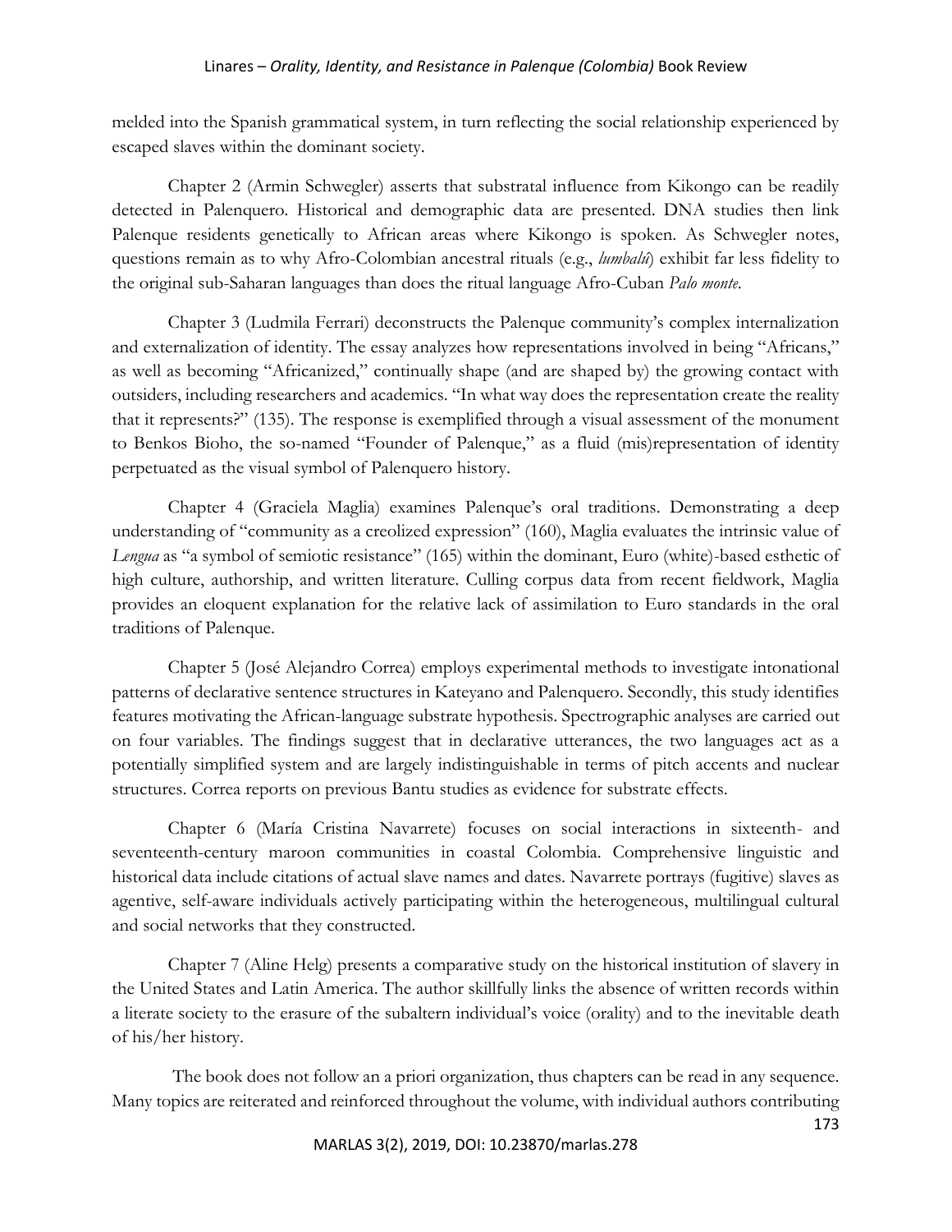melded into the Spanish grammatical system, in turn reflecting the social relationship experienced by escaped slaves within the dominant society.

Chapter 2 (Armin Schwegler) asserts that substratal influence from Kikongo can be readily detected in Palenquero. Historical and demographic data are presented. DNA studies then link Palenque residents genetically to African areas where Kikongo is spoken. As Schwegler notes, questions remain as to why Afro-Colombian ancestral rituals (e.g., *lumbalú*) exhibit far less fidelity to the original sub-Saharan languages than does the ritual language Afro-Cuban *Palo monte*.

Chapter 3 (Ludmila Ferrari) deconstructs the Palenque community's complex internalization and externalization of identity. The essay analyzes how representations involved in being "Africans," as well as becoming "Africanized," continually shape (and are shaped by) the growing contact with outsiders, including researchers and academics. "In what way does the representation create the reality that it represents?" (135). The response is exemplified through a visual assessment of the monument to Benkos Bioho, the so-named "Founder of Palenque," as a fluid (mis)representation of identity perpetuated as the visual symbol of Palenquero history.

Chapter 4 (Graciela Maglia) examines Palenque's oral traditions. Demonstrating a deep understanding of "community as a creolized expression" (160), Maglia evaluates the intrinsic value of *Lengua* as "a symbol of semiotic resistance" (165) within the dominant, Euro (white)-based esthetic of high culture, authorship, and written literature. Culling corpus data from recent fieldwork, Maglia provides an eloquent explanation for the relative lack of assimilation to Euro standards in the oral traditions of Palenque.

Chapter 5 (José Alejandro Correa) employs experimental methods to investigate intonational patterns of declarative sentence structures in Kateyano and Palenquero. Secondly, this study identifies features motivating the African-language substrate hypothesis. Spectrographic analyses are carried out on four variables. The findings suggest that in declarative utterances, the two languages act as a potentially simplified system and are largely indistinguishable in terms of pitch accents and nuclear structures. Correa reports on previous Bantu studies as evidence for substrate effects.

Chapter 6 (María Cristina Navarrete) focuses on social interactions in sixteenth- and seventeenth-century maroon communities in coastal Colombia. Comprehensive linguistic and historical data include citations of actual slave names and dates. Navarrete portrays (fugitive) slaves as agentive, self-aware individuals actively participating within the heterogeneous, multilingual cultural and social networks that they constructed.

Chapter 7 (Aline Helg) presents a comparative study on the historical institution of slavery in the United States and Latin America. The author skillfully links the absence of written records within a literate society to the erasure of the subaltern individual's voice (orality) and to the inevitable death of his/her history.

The book does not follow an a priori organization, thus chapters can be read in any sequence. Many topics are reiterated and reinforced throughout the volume, with individual authors contributing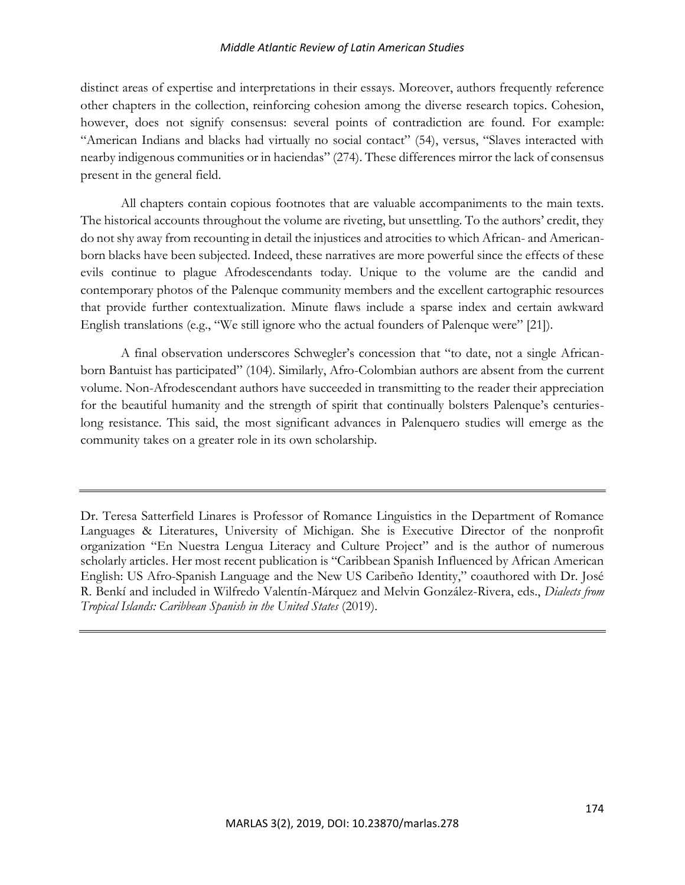distinct areas of expertise and interpretations in their essays. Moreover, authors frequently reference other chapters in the collection, reinforcing cohesion among the diverse research topics. Cohesion, however, does not signify consensus: several points of contradiction are found. For example: "American Indians and blacks had virtually no social contact" (54), versus, "Slaves interacted with nearby indigenous communities or in haciendas" (274). These differences mirror the lack of consensus present in the general field.

All chapters contain copious footnotes that are valuable accompaniments to the main texts. The historical accounts throughout the volume are riveting, but unsettling. To the authors' credit, they do not shy away from recounting in detail the injustices and atrocities to which African- and American-born blacks have been subjected. Indeed, these narratives are more powerful since the effects of these evils continue to plague Afrodescendants today. Unique to the volume are the candid and contemporary photos of the Palenque community members and the excellent cartographic resources that provide further contextualization. Minute flaws include a sparse index and certain awkward English translations (e.g., "We still ignore who the actual founders of Palenque were" [21]).

A final observation underscores Schwegler's concession that "to date, not a single African-born Bantuist has participated" (104). Similarly, Afro-Colombian authors are absent from the current volume. Non-Afrodescendant authors have succeeded in transmitting to the reader their appreciation for the beautiful humanity and the strength of spirit that continually bolsters Palenque's centuries-long resistance. This said, the most significant advances in Palenquero studies will emerge as the community takes on a greater role in its own scholarship.

---

Dr. Teresa Satterfield Linares is Professor of Romance Linguistics in the Department of Romance Languages & Literatures, University of Michigan. She is Executive Director of the nonprofit organization "En Nuestra Lengua Literacy and Culture Project" and is the author of numerous scholarly articles. Her most recent publication is "Caribbean Spanish Influenced by African American English: US Afro-Spanish Language and the New US Caribeño Identity," coauthored with Dr. José R. Benkí and included in Wilfredo Valentín-Márquez and Melvin González-Rivera, eds., *Dialects from Tropical Islands: Caribbean Spanish in the United States* (2019).

---